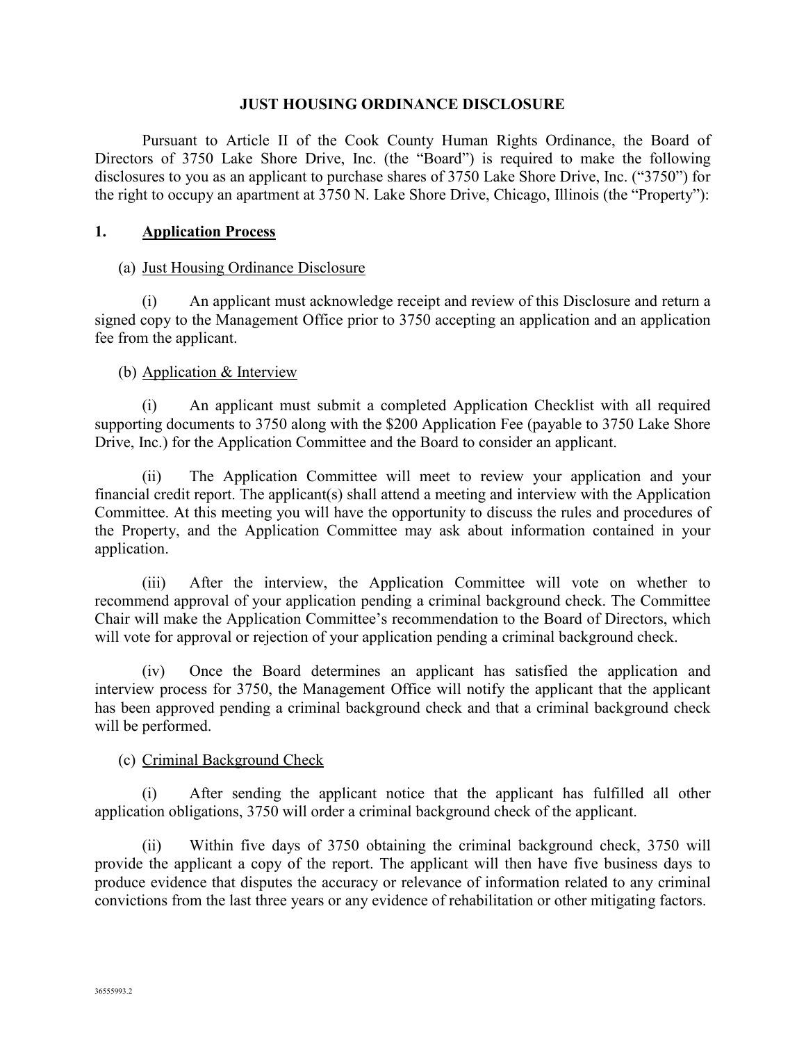# JUST HOUSING ORDINANCE DISCLOSURE

Pursuant to Article II of the Cook County Human Rights Ordinance, the Board of Directors of 3750 Lake Shore Drive, Inc. (the "Board") is required to make the following disclosures to you as an applicant to purchase shares of 3750 Lake Shore Drive, Inc. ("3750") for the right to occupy an apartment at 3750 N. Lake Shore Drive, Chicago, Illinois (the "Property"):

## 1. Application Process

(a) Just Housing Ordinance Disclosure

(i) An applicant must acknowledge receipt and review of this Disclosure and return a signed copy to the Management Office prior to 3750 accepting an application and an application fee from the applicant.

(b) Application & Interview

(i) An applicant must submit a completed Application Checklist with all required supporting documents to 3750 along with the $200 Application Fee (payable to 3750 Lake Shore Drive, Inc.) for the Application Committee and the Board to consider an applicant.

(ii) The Application Committee will meet to review your application and your financial credit report. The applicant(s) shall attend a meeting and interview with the Application Committee. At this meeting you will have the opportunity to discuss the rules and procedures of the Property, and the Application Committee may ask about information contained in your application.

(iii) After the interview, the Application Committee will vote on whether to recommend approval of your application pending a criminal background check. The Committee Chair will make the Application Committee's recommendation to the Board of Directors, which will vote for approval or rejection of your application pending a criminal background check.

(iv) Once the Board determines an applicant has satisfied the application and interview process for 3750, the Management Office will notify the applicant that the applicant has been approved pending a criminal background check and that a criminal background check will be performed.

(c) Criminal Background Check

(i) After sending the applicant notice that the applicant has fulfilled all other application obligations, 3750 will order a criminal background check of the applicant.

(ii) Within five days of 3750 obtaining the criminal background check, 3750 will provide the applicant a copy of the report. The applicant will then have five business days to produce evidence that disputes the accuracy or relevance of information related to any criminal convictions from the last three years or any evidence of rehabilitation or other mitigating factors.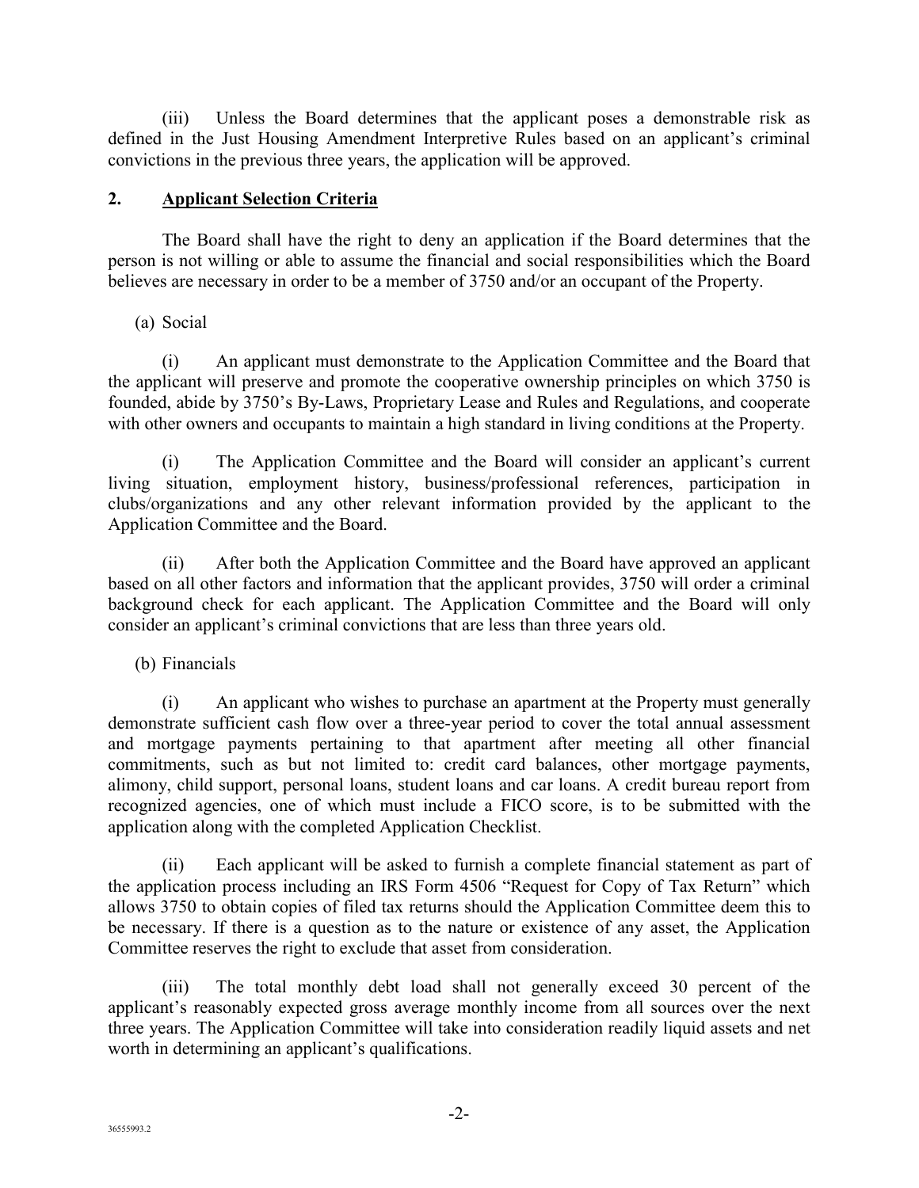(iii) Unless the Board determines that the applicant poses a demonstrable risk as defined in the Just Housing Amendment Interpretive Rules based on an applicant's criminal convictions in the previous three years, the application will be approved.

## 2. Applicant Selection Criteria

The Board shall have the right to deny an application if the Board determines that the person is not willing or able to assume the financial and social responsibilities which the Board believes are necessary in order to be a member of 3750 and/or an occupant of the Property.

(a) Social

(i) An applicant must demonstrate to the Application Committee and the Board that the applicant will preserve and promote the cooperative ownership principles on which 3750 is founded, abide by 3750's By-Laws, Proprietary Lease and Rules and Regulations, and cooperate with other owners and occupants to maintain a high standard in living conditions at the Property.

(i) The Application Committee and the Board will consider an applicant's current living situation, employment history, business/professional references, participation in clubs/organizations and any other relevant information provided by the applicant to the Application Committee and the Board.

(ii) After both the Application Committee and the Board have approved an applicant based on all other factors and information that the applicant provides, 3750 will order a criminal background check for each applicant. The Application Committee and the Board will only consider an applicant's criminal convictions that are less than three years old.

(b) Financials

(i) An applicant who wishes to purchase an apartment at the Property must generally demonstrate sufficient cash flow over a three-year period to cover the total annual assessment and mortgage payments pertaining to that apartment after meeting all other financial commitments, such as but not limited to: credit card balances, other mortgage payments, alimony, child support, personal loans, student loans and car loans. A credit bureau report from recognized agencies, one of which must include a FICO score, is to be submitted with the application along with the completed Application Checklist.

(ii) Each applicant will be asked to furnish a complete financial statement as part of the application process including an IRS Form 4506 "Request for Copy of Tax Return" which allows 3750 to obtain copies of filed tax returns should the Application Committee deem this to be necessary. If there is a question as to the nature or existence of any asset, the Application Committee reserves the right to exclude that asset from consideration.

(iii) The total monthly debt load shall not generally exceed 30 percent of the applicant's reasonably expected gross average monthly income from all sources over the next three years. The Application Committee will take into consideration readily liquid assets and net worth in determining an applicant's qualifications.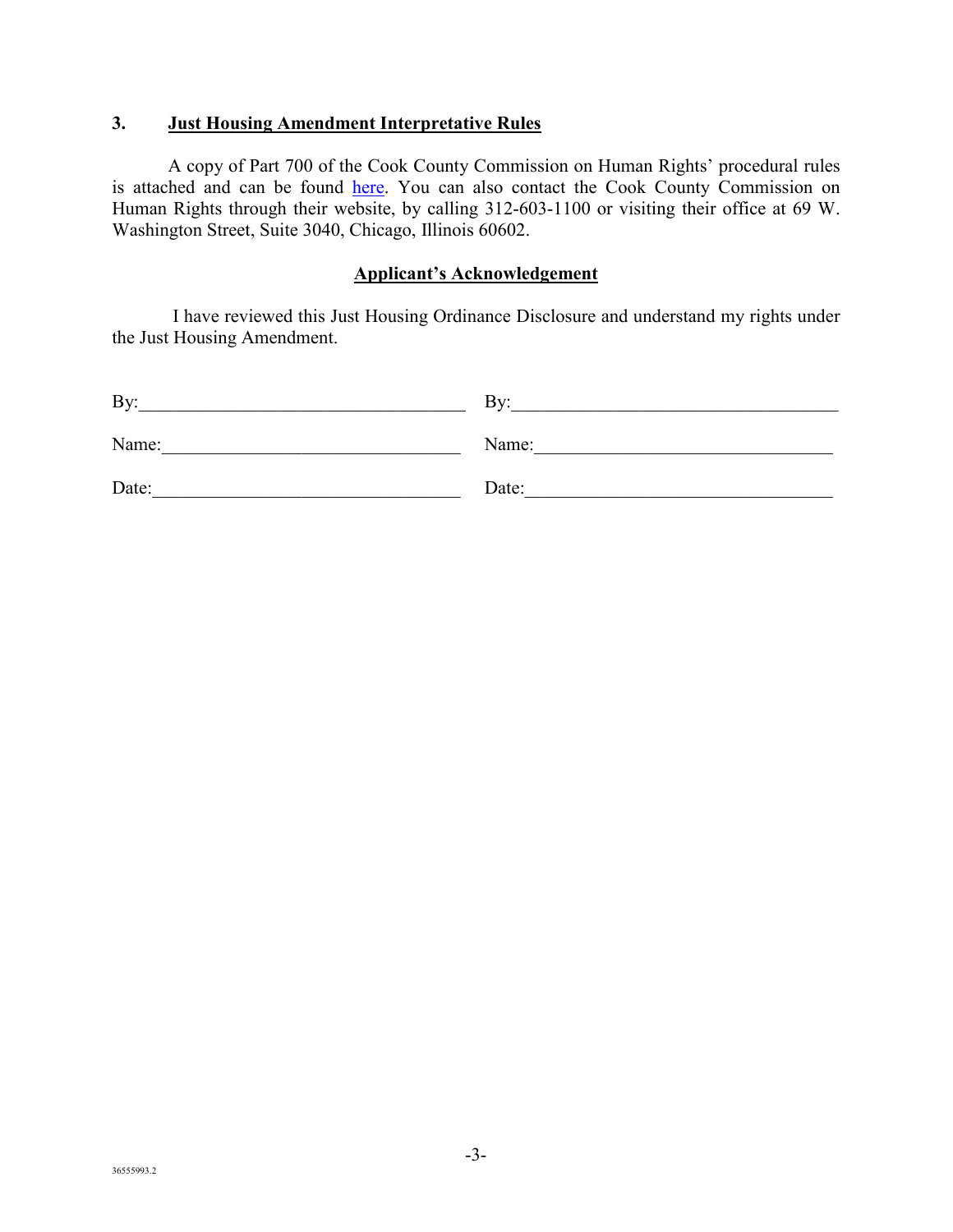### 3. Just Housing Amendment Interpretative Rules

A copy of Part 700 of the Cook County Commission on Human Rights' procedural rules is attached and can be found here. You can also contact the Cook County Commission on Human Rights through their website, by calling 312-603-1100 or visiting their office at 69 W. Washington Street, Suite 3040, Chicago, Illinois 60602.

**Applicant's Acknowledgement**

I have reviewed this Just Housing Ordinance Disclosure and understand my rights under the Just Housing Amendment.

By:______________________________ By:______________________________

Name:____________________________ Name:____________________________

Date:_____________________________ Date:_____________________________

36555993.2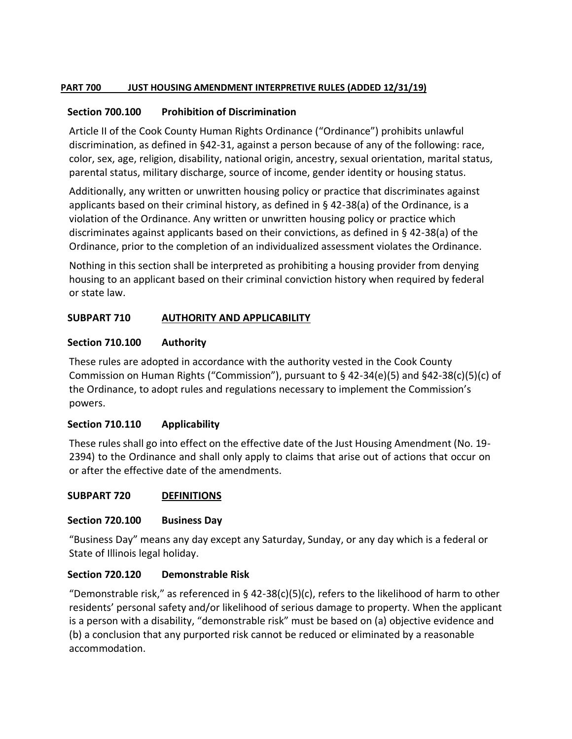## PART 700 JUST HOUSING AMENDMENT INTERPRETIVE RULES (ADDED 12/31/19)

### Section 700.100 Prohibition of Discrimination

Article II of the Cook County Human Rights Ordinance ("Ordinance") prohibits unlawful discrimination, as defined in §42-31, against a person because of any of the following: race, color, sex, age, religion, disability, national origin, ancestry, sexual orientation, marital status, parental status, military discharge, source of income, gender identity or housing status.

Additionally, any written or unwritten housing policy or practice that discriminates against applicants based on their criminal history, as defined in § 42-38(a) of the Ordinance, is a violation of the Ordinance. Any written or unwritten housing policy or practice which discriminates against applicants based on their convictions, as defined in § 42-38(a) of the Ordinance, prior to the completion of an individualized assessment violates the Ordinance.

Nothing in this section shall be interpreted as prohibiting a housing provider from denying housing to an applicant based on their criminal conviction history when required by federal or state law.

## SUBPART 710 AUTHORITY AND APPLICABILITY

### Section 710.100 Authority

These rules are adopted in accordance with the authority vested in the Cook County Commission on Human Rights ("Commission"), pursuant to § 42-34(e)(5) and §42-38(c)(5)(c) of the Ordinance, to adopt rules and regulations necessary to implement the Commission's powers.

### Section 710.110 Applicability

These rules shall go into effect on the effective date of the Just Housing Amendment (No. 19-2394) to the Ordinance and shall only apply to claims that arise out of actions that occur on or after the effective date of the amendments.

## SUBPART 720 DEFINITIONS

### Section 720.100 Business Day

"Business Day" means any day except any Saturday, Sunday, or any day which is a federal or State of Illinois legal holiday.

### Section 720.120 Demonstrable Risk

"Demonstrable risk," as referenced in § 42-38(c)(5)(c), refers to the likelihood of harm to other residents' personal safety and/or likelihood of serious damage to property. When the applicant is a person with a disability, "demonstrable risk" must be based on (a) objective evidence and (b) a conclusion that any purported risk cannot be reduced or eliminated by a reasonable accommodation.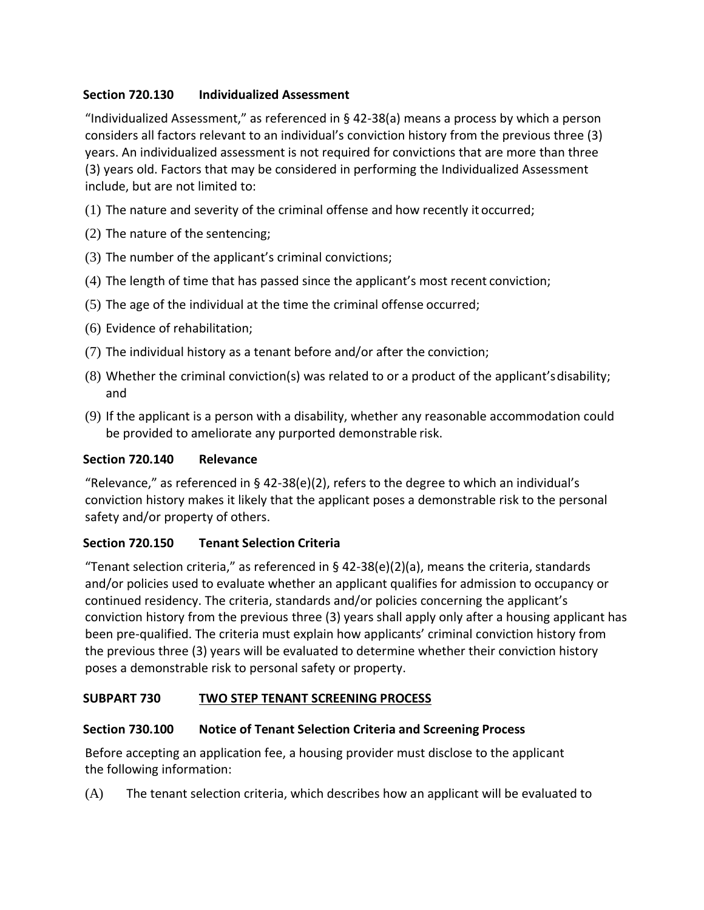### Section 720.130 Individualized Assessment

"Individualized Assessment," as referenced in § 42-38(a) means a process by which a person considers all factors relevant to an individual's conviction history from the previous three (3) years. An individualized assessment is not required for convictions that are more than three (3) years old. Factors that may be considered in performing the Individualized Assessment include, but are not limited to:

(1) The nature and severity of the criminal offense and how recently it occurred;

(2) The nature of the sentencing;

(3) The number of the applicant's criminal convictions;

(4) The length of time that has passed since the applicant's most recent conviction;

(5) The age of the individual at the time the criminal offense occurred;

(6) Evidence of rehabilitation;

(7) The individual history as a tenant before and/or after the conviction;

(8) Whether the criminal conviction(s) was related to or a product of the applicant's disability; and

(9) If the applicant is a person with a disability, whether any reasonable accommodation could be provided to ameliorate any purported demonstrable risk.

### Section 720.140 Relevance

"Relevance," as referenced in § 42-38(e)(2), refers to the degree to which an individual's conviction history makes it likely that the applicant poses a demonstrable risk to the personal safety and/or property of others.

### Section 720.150 Tenant Selection Criteria

"Tenant selection criteria," as referenced in § 42-38(e)(2)(a), means the criteria, standards and/or policies used to evaluate whether an applicant qualifies for admission to occupancy or continued residency. The criteria, standards and/or policies concerning the applicant's conviction history from the previous three (3) years shall apply only after a housing applicant has been pre-qualified. The criteria must explain how applicants' criminal conviction history from the previous three (3) years will be evaluated to determine whether their conviction history poses a demonstrable risk to personal safety or property.

## SUBPART 730 TWO STEP TENANT SCREENING PROCESS

### Section 730.100 Notice of Tenant Selection Criteria and Screening Process

Before accepting an application fee, a housing provider must disclose to the applicant the following information:

(A) The tenant selection criteria, which describes how an applicant will be evaluated to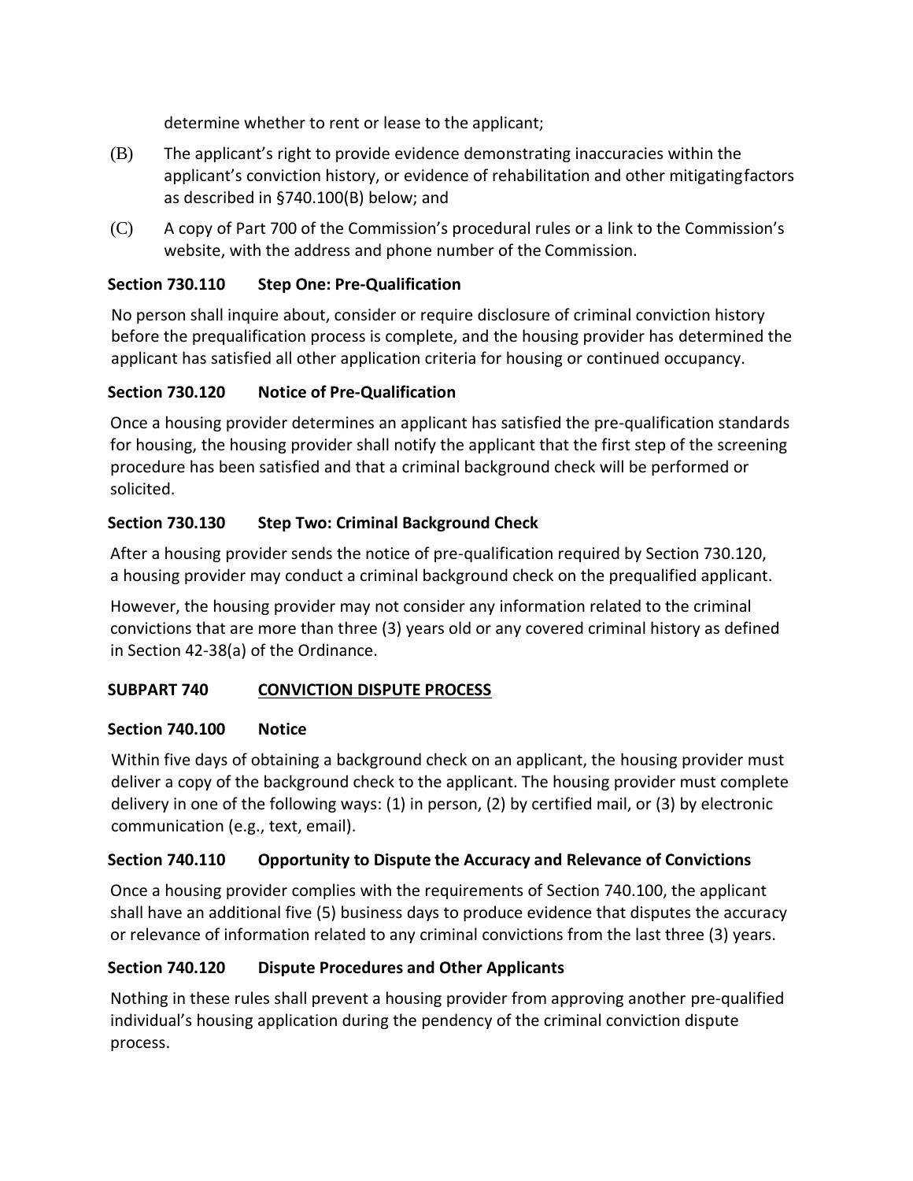determine whether to rent or lease to the applicant;

(B) The applicant's right to provide evidence demonstrating inaccuracies within the applicant's conviction history, or evidence of rehabilitation and other mitigating factors as described in §740.100(B) below; and

(C) A copy of Part 700 of the Commission's procedural rules or a link to the Commission's website, with the address and phone number of the Commission.

**Section 730.110 Step One: Pre-Qualification**

No person shall inquire about, consider or require disclosure of criminal conviction history before the prequalification process is complete, and the housing provider has determined the applicant has satisfied all other application criteria for housing or continued occupancy.

**Section 730.120 Notice of Pre-Qualification**

Once a housing provider determines an applicant has satisfied the pre-qualification standards for housing, the housing provider shall notify the applicant that the first step of the screening procedure has been satisfied and that a criminal background check will be performed or solicited.

**Section 730.130 Step Two: Criminal Background Check**

After a housing provider sends the notice of pre-qualification required by Section 730.120, a housing provider may conduct a criminal background check on the prequalified applicant.

However, the housing provider may not consider any information related to the criminal convictions that are more than three (3) years old or any covered criminal history as defined in Section 42-38(a) of the Ordinance.

**SUBPART 740 CONVICTION DISPUTE PROCESS**

**Section 740.100 Notice**

Within five days of obtaining a background check on an applicant, the housing provider must deliver a copy of the background check to the applicant. The housing provider must complete delivery in one of the following ways: (1) in person, (2) by certified mail, or (3) by electronic communication (e.g., text, email).

**Section 740.110 Opportunity to Dispute the Accuracy and Relevance of Convictions**

Once a housing provider complies with the requirements of Section 740.100, the applicant shall have an additional five (5) business days to produce evidence that disputes the accuracy or relevance of information related to any criminal convictions from the last three (3) years.

**Section 740.120 Dispute Procedures and Other Applicants**

Nothing in these rules shall prevent a housing provider from approving another pre-qualified individual's housing application during the pendency of the criminal conviction dispute process.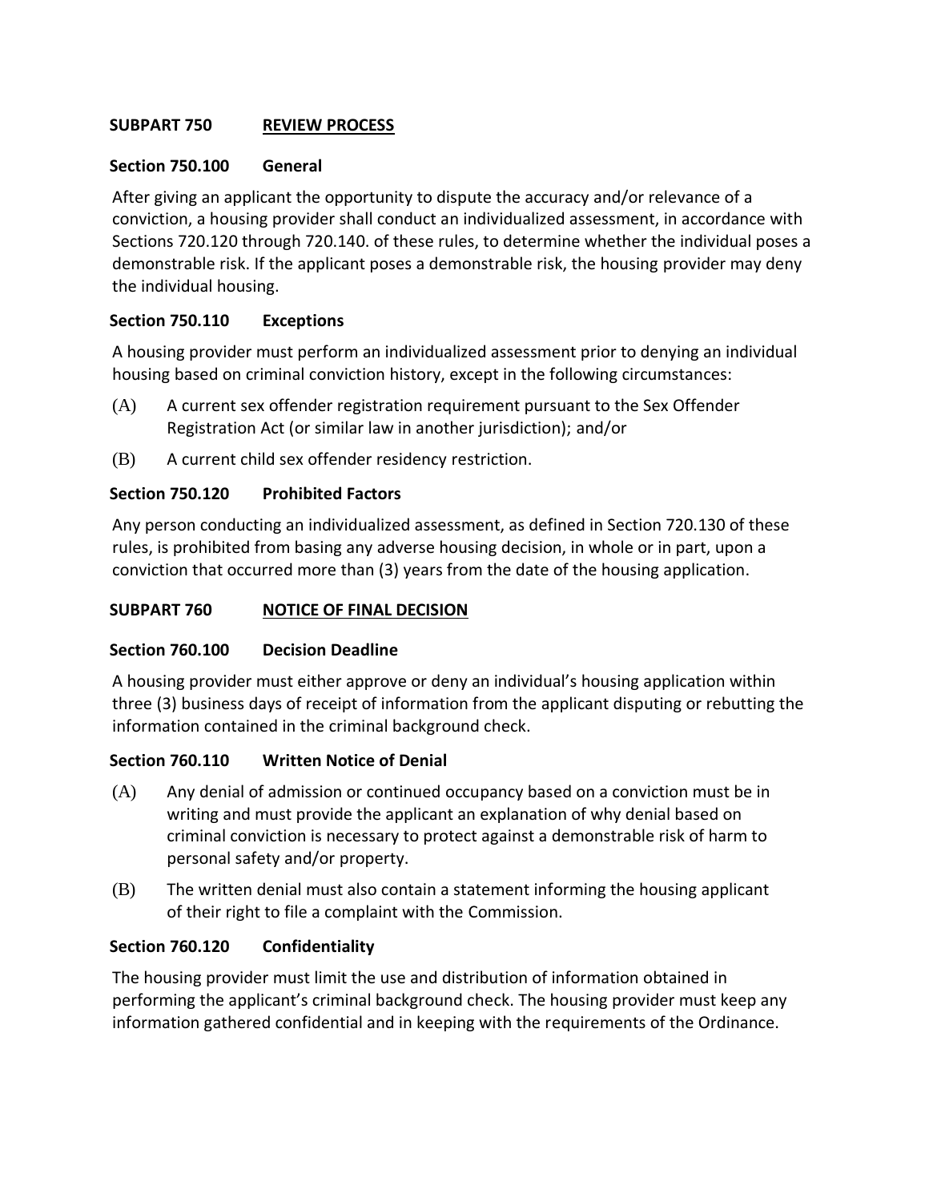## SUBPART 750 REVIEW PROCESS

### Section 750.100 General

After giving an applicant the opportunity to dispute the accuracy and/or relevance of a conviction, a housing provider shall conduct an individualized assessment, in accordance with Sections 720.120 through 720.140. of these rules, to determine whether the individual poses a demonstrable risk. If the applicant poses a demonstrable risk, the housing provider may deny the individual housing.

### Section 750.110 Exceptions

A housing provider must perform an individualized assessment prior to denying an individual housing based on criminal conviction history, except in the following circumstances:

(A) A current sex offender registration requirement pursuant to the Sex Offender Registration Act (or similar law in another jurisdiction); and/or

(B) A current child sex offender residency restriction.

### Section 750.120 Prohibited Factors

Any person conducting an individualized assessment, as defined in Section 720.130 of these rules, is prohibited from basing any adverse housing decision, in whole or in part, upon a conviction that occurred more than (3) years from the date of the housing application.

## SUBPART 760 NOTICE OF FINAL DECISION

### Section 760.100 Decision Deadline

A housing provider must either approve or deny an individual's housing application within three (3) business days of receipt of information from the applicant disputing or rebutting the information contained in the criminal background check.

### Section 760.110 Written Notice of Denial

(A) Any denial of admission or continued occupancy based on a conviction must be in writing and must provide the applicant an explanation of why denial based on criminal conviction is necessary to protect against a demonstrable risk of harm to personal safety and/or property.

(B) The written denial must also contain a statement informing the housing applicant of their right to file a complaint with the Commission.

### Section 760.120 Confidentiality

The housing provider must limit the use and distribution of information obtained in performing the applicant's criminal background check. The housing provider must keep any information gathered confidential and in keeping with the requirements of the Ordinance.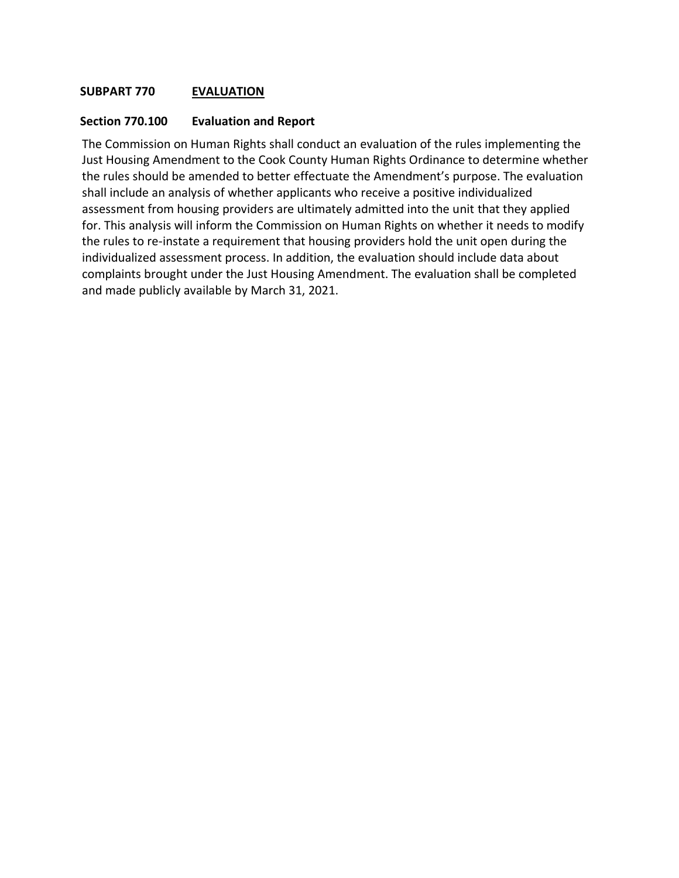## SUBPART 770 EVALUATION

### Section 770.100 Evaluation and Report

The Commission on Human Rights shall conduct an evaluation of the rules implementing the Just Housing Amendment to the Cook County Human Rights Ordinance to determine whether the rules should be amended to better effectuate the Amendment's purpose. The evaluation shall include an analysis of whether applicants who receive a positive individualized assessment from housing providers are ultimately admitted into the unit that they applied for. This analysis will inform the Commission on Human Rights on whether it needs to modify the rules to re-instate a requirement that housing providers hold the unit open during the individualized assessment process. In addition, the evaluation should include data about complaints brought under the Just Housing Amendment. The evaluation shall be completed and made publicly available by March 31, 2021.